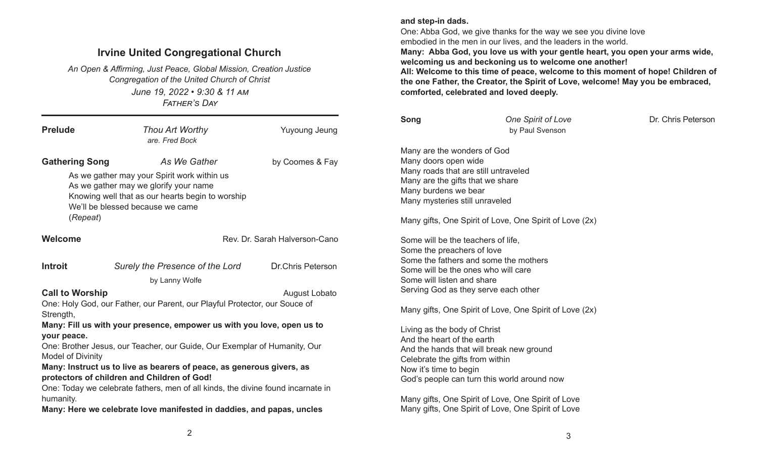# Irvine United Congregational Church

*An Open & Affirming, Just Peace, Global Mission, Creation Justice Congregation of the United Church of Christ*

*June 19, 2022 • 9:30 & 11 AM*

*FATHER'S DAY*

---

**Prelude** — *Thou Art Worthy* — Yuyoung Jeung
arr. Fred Bock

**Gathering Song** — *As We Gather* — by Coomes & Fay

As we gather may your Spirit work within us
As we gather may we glorify your name
Knowing well that as our hearts begin to worship
We'll be blessed because we came
(*Repeat*)

**Welcome** — Rev. Dr. Sarah Halverson-Cano

**Introit** — *Surely the Presence of the Lord* — Dr.Chris Peterson
by Lanny Wolfe

**Call to Worship** — August Lobato

One: Holy God, our Father, our Parent, our Playful Protector, our Souce of Strength,

**Many: Fill us with your presence, empower us with you love, open us to your peace.**

One: Brother Jesus, our Teacher, our Guide, Our Exemplar of Humanity, Our Model of Divinity

**Many: Instruct us to live as bearers of peace, as generous givers, as protectors of children and Children of God!**

One: Today we celebrate fathers, men of all kinds, the divine found incarnate in humanity.

**Many: Here we celebrate love manifested in daddies, and papas, uncles and step-in dads.**

One: Abba God, we give thanks for the way we see you divine love embodied in the men in our lives, and the leaders in the world.

**Many: Abba God, you love us with your gentle heart, you open your arms wide, welcoming us and beckoning us to welcome one another!**

**All: Welcome to this time of peace, welcome to this moment of hope! Children of the one Father, the Creator, the Spirit of Love, welcome! May you be embraced, comforted, celebrated and loved deeply.**

**Song** — *One Spirit of Love* — Dr. Chris Peterson
by Paul Svenson

Many are the wonders of God
Many doors open wide
Many roads that are still untraveled
Many are the gifts that we share
Many burdens we bear
Many mysteries still unraveled

Many gifts, One Spirit of Love, One Spirit of Love (2x)

Some will be the teachers of life,
Some the preachers of love
Some the fathers and some the mothers
Some will be the ones who will care
Some will listen and share
Serving God as they serve each other

Many gifts, One Spirit of Love, One Spirit of Love (2x)

Living as the body of Christ
And the heart of the earth
And the hands that will break new ground
Celebrate the gifts from within
Now it's time to begin
God's people can turn this world around now

Many gifts, One Spirit of Love, One Spirit of Love
Many gifts, One Spirit of Love, One Spirit of Love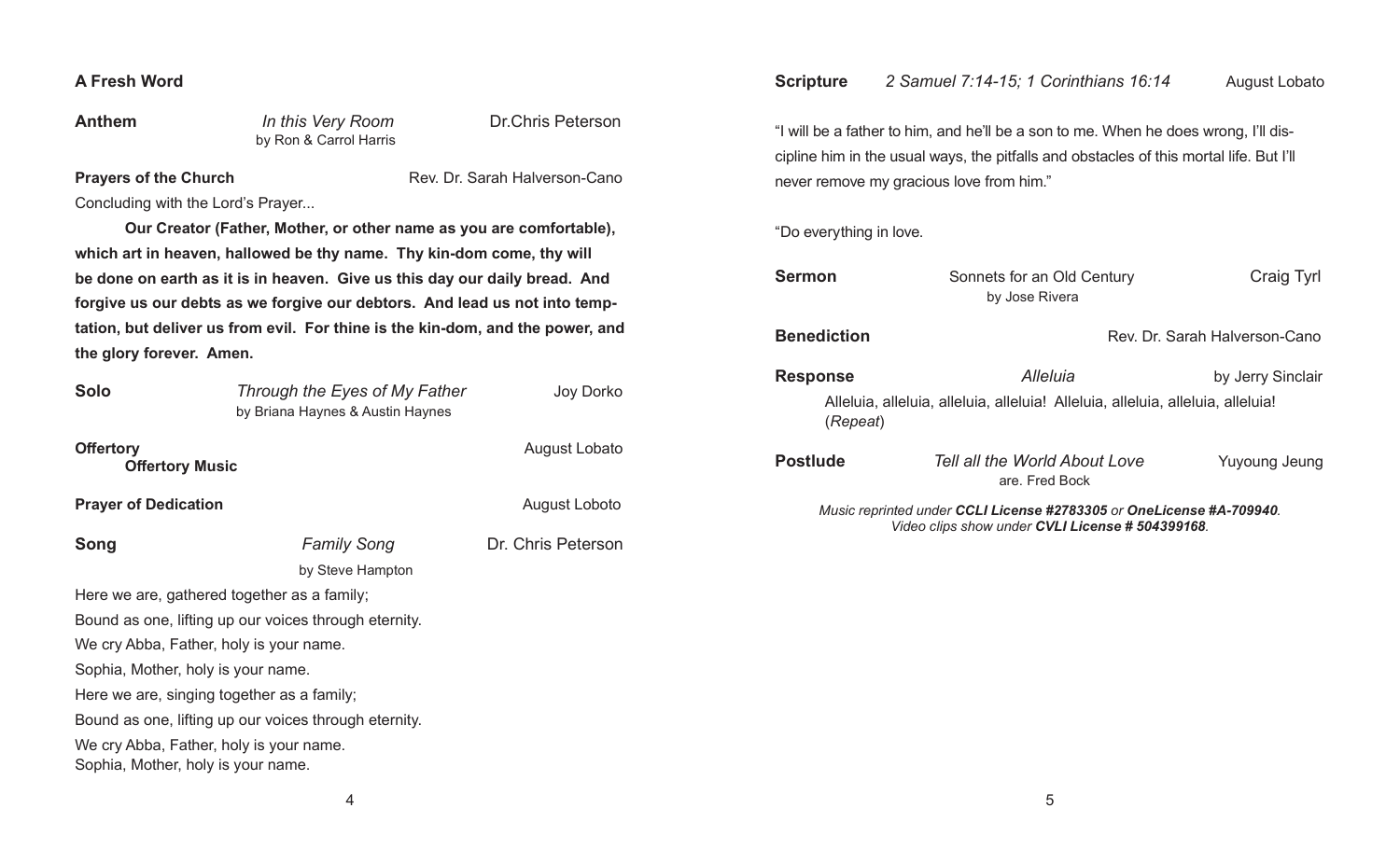**A Fresh Word**

**Anthem** — *In this Very Room* by Ron & Carrol Harris — Dr.Chris Peterson

**Prayers of the Church** — Rev. Dr. Sarah Halverson-Cano

Concluding with the Lord's Prayer...

**Our Creator (Father, Mother, or other name as you are comfortable), which art in heaven, hallowed be thy name. Thy kin-dom come, thy will be done on earth as it is in heaven. Give us this day our daily bread. And forgive us our debts as we forgive our debtors. And lead us not into temptation, but deliver us from evil. For thine is the kin-dom, and the power, and the glory forever. Amen.**

**Solo** — *Through the Eyes of My Father* by Briana Haynes & Austin Haynes — Joy Dorko

**Offertory** — August Lobato

**Offertory Music**

**Prayer of Dedication** — August Loboto

**Song** — *Family Song* by Steve Hampton — Dr. Chris Peterson

Here we are, gathered together as a family;
Bound as one, lifting up our voices through eternity.
We cry Abba, Father, holy is your name.
Sophia, Mother, holy is your name.
Here we are, singing together as a family;
Bound as one, lifting up our voices through eternity.
We cry Abba, Father, holy is your name.
Sophia, Mother, holy is your name.

**Scripture** — *2 Samuel 7:14-15; 1 Corinthians 16:14* — August Lobato

"I will be a father to him, and he'll be a son to me. When he does wrong, I'll discipline him in the usual ways, the pitfalls and obstacles of this mortal life. But I'll never remove my gracious love from him."

"Do everything in love.

**Sermon** — Sonnets for an Old Century by Jose Rivera — Craig Tyrl

**Benediction** — Rev. Dr. Sarah Halverson-Cano

**Response** — *Alleluia* — by Jerry Sinclair

Alleluia, alleluia, alleluia, alleluia! Alleluia, alleluia, alleluia, alleluia! (*Repeat*)

**Postlude** — *Tell all the World About Love* are. Fred Bock — Yuyoung Jeung

*Music reprinted under **CCLI License #2783305** or **OneLicense #A-709940**. Video clips show under **CVLI License # 504399168**.*